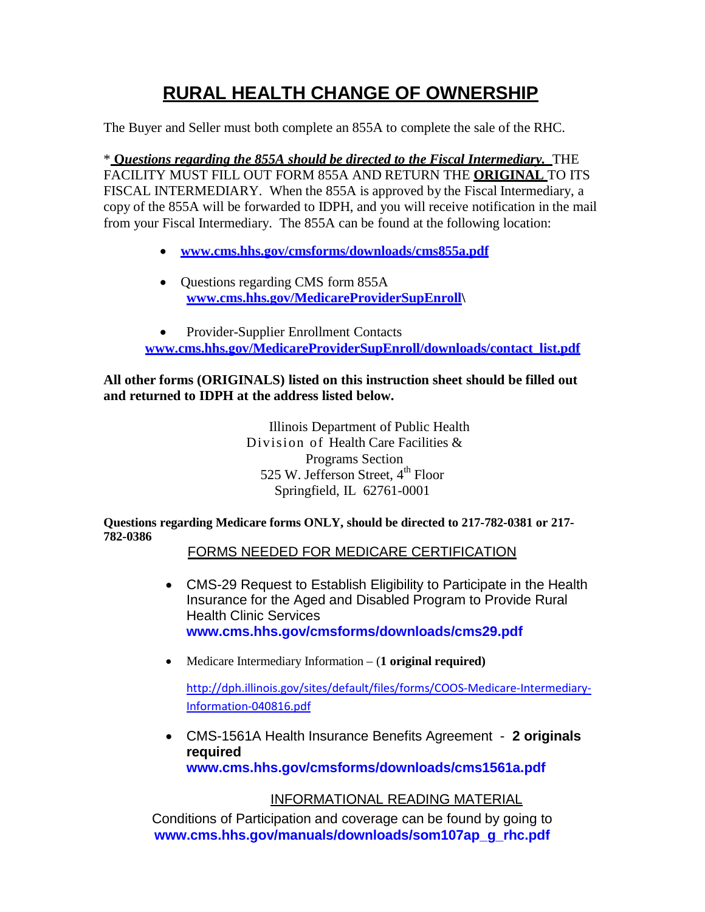# RURAL HEALTH CHANGE OF OWNERSHIP

The Buyer and Seller must both complete an 855A to complete the sale of the RHC.

* ***Questions regarding the 855A should be directed to the Fiscal Intermediary.*** THE FACILITY MUST FILL OUT FORM 855A AND RETURN THE **ORIGINAL** TO ITS FISCAL INTERMEDIARY. When the 855A is approved by the Fiscal Intermediary, a copy of the 855A will be forwarded to IDPH, and you will receive notification in the mail from your Fiscal Intermediary. The 855A can be found at the following location:

- **www.cms.hhs.gov/cmsforms/downloads/cms855a.pdf**
- Questions regarding CMS form 855A **www.cms.hhs.gov/MedicareProviderSupEnroll\**
- Provider-Supplier Enrollment Contacts **www.cms.hhs.gov/MedicareProviderSupEnroll/downloads/contact_list.pdf**

**All other forms (ORIGINALS) listed on this instruction sheet should be filled out and returned to IDPH at the address listed below.**

Illinois Department of Public Health
Division of Health Care Facilities & Programs Section
525 W. Jefferson Street, 4th Floor
Springfield, IL 62761-0001

**Questions regarding Medicare forms ONLY, should be directed to 217-782-0381 or 217-782-0386**

## FORMS NEEDED FOR MEDICARE CERTIFICATION

- CMS-29 Request to Establish Eligibility to Participate in the Health Insurance for the Aged and Disabled Program to Provide Rural Health Clinic Services
  **www.cms.hhs.gov/cmsforms/downloads/cms29.pdf**
- Medicare Intermediary Information – (**1 original required)**
  http://dph.illinois.gov/sites/default/files/forms/COOS-Medicare-Intermediary-Information-040816.pdf
- CMS-1561A Health Insurance Benefits Agreement - **2 originals required**
  **www.cms.hhs.gov/cmsforms/downloads/cms1561a.pdf**

## INFORMATIONAL READING MATERIAL

Conditions of Participation and coverage can be found by going to **www.cms.hhs.gov/manuals/downloads/som107ap_g_rhc.pdf**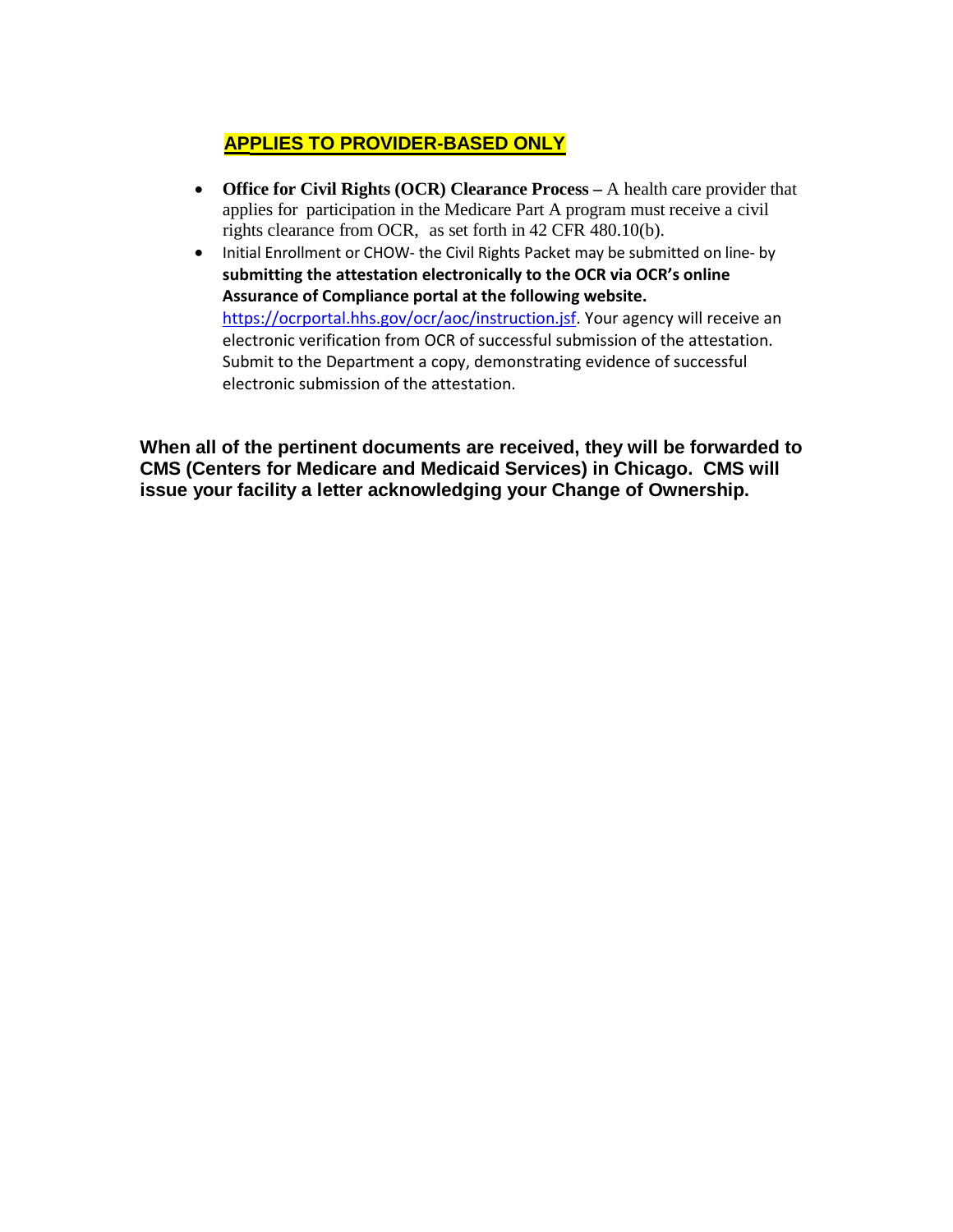**APPLIES TO PROVIDER-BASED ONLY**

- **Office for Civil Rights (OCR) Clearance Process –** A health care provider that applies for participation in the Medicare Part A program must receive a civil rights clearance from OCR, as set forth in 42 CFR 480.10(b).
- Initial Enrollment or CHOW- the Civil Rights Packet may be submitted on line- by **submitting the attestation electronically to the OCR via OCR's online Assurance of Compliance portal at the following website.** https://ocrportal.hhs.gov/ocr/aoc/instruction.jsf. Your agency will receive an electronic verification from OCR of successful submission of the attestation. Submit to the Department a copy, demonstrating evidence of successful electronic submission of the attestation.

**When all of the pertinent documents are received, they will be forwarded to CMS (Centers for Medicare and Medicaid Services) in Chicago. CMS will issue your facility a letter acknowledging your Change of Ownership.**